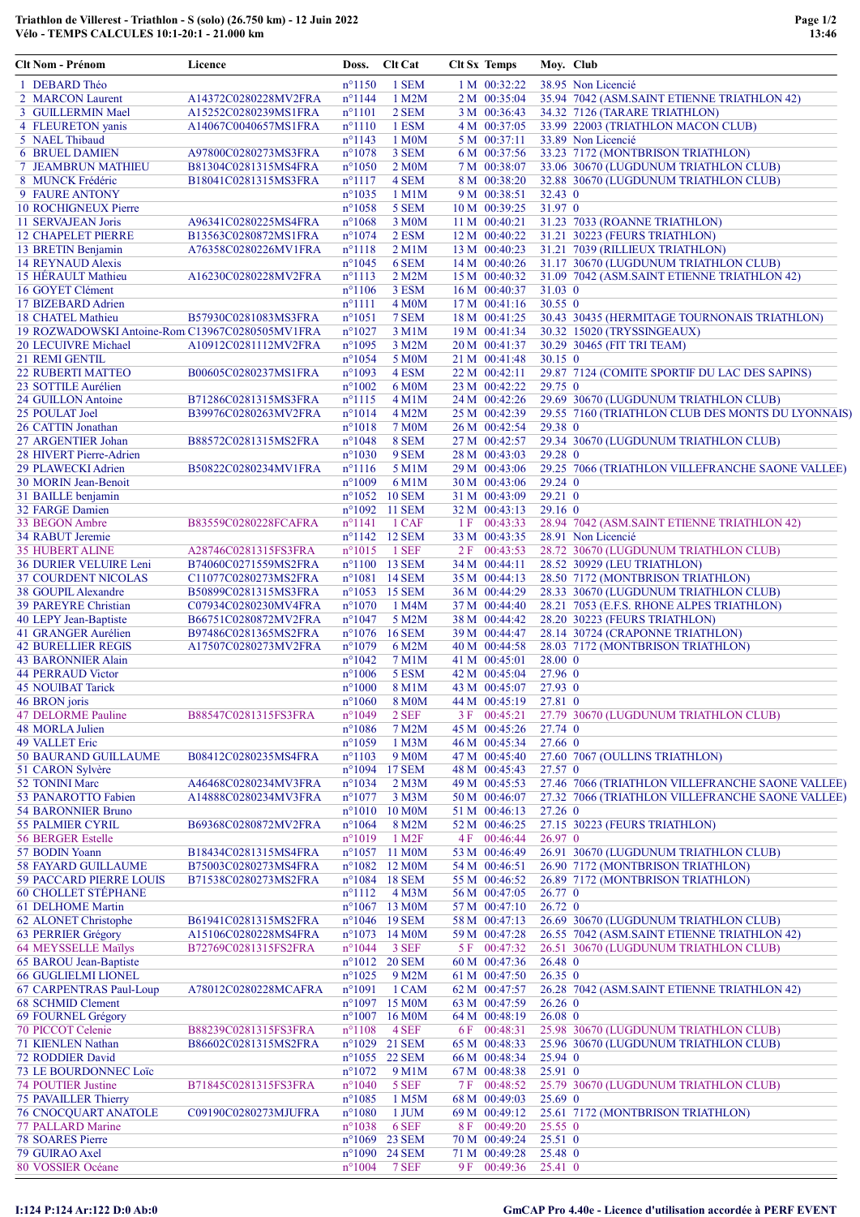**Triathlon de Villerest - Triathlon - S (solo) (26.750 km) - 12 Juin 2022**
**Vélo - TEMPS CALCULES 10:1-20:1 - 21.000 km**

| Clt | Nom - Prénom | Licence | Doss. | Clt Cat | Clt Sx | Temps | Moy. | Club |
|---|---|---|---|---|---|---|---|---|
| 1 | DEBARD Théo | | n°1150 | 1 SEM | 1 M | 00:32:22 | 38.95 | Non Licencié |
| 2 | MARCON Laurent | A14372C0280228MV2FRA | n°1144 | 1 M2M | 2 M | 00:35:04 | 35.94 | 7042 (ASM.SAINT ETIENNE TRIATHLON 42) |
| 3 | GUILLERMIN Mael | A15252C0280239MS1FRA | n°1101 | 2 SEM | 3 M | 00:36:43 | 34.32 | 7126 (TARARE TRIATHLON) |
| 4 | FLEURETON yanis | A14067C0040657MS1FRA | n°1110 | 1 ESM | 4 M | 00:37:05 | 33.99 | 22003 (TRIATHLON MACON CLUB) |
| 5 | NAEL Thibaud | | n°1143 | 1 M0M | 5 M | 00:37:11 | 33.89 | Non Licencié |
| 6 | BRUEL DAMIEN | A97800C0280273MS3FRA | n°1078 | 3 SEM | 6 M | 00:37:56 | 33.23 | 7172 (MONTBRISON TRIATHLON) |
| 7 | JEAMBRUN MATHIEU | B81304C0281315MS4FRA | n°1050 | 2 M0M | 7 M | 00:38:07 | 33.06 | 30670 (LUGDUNUM TRIATHLON CLUB) |
| 8 | MUNCK Frédéric | B18041C0281315MS3FRA | n°1117 | 4 SEM | 8 M | 00:38:20 | 32.88 | 30670 (LUGDUNUM TRIATHLON CLUB) |
| 9 | FAURE ANTONY | | n°1035 | 1 M1M | 9 M | 00:38:51 | 32.43 | 0 |
| 10 | ROCHIGNEUX Pierre | | n°1058 | 5 SEM | 10 M | 00:39:25 | 31.97 | 0 |
| 11 | SERVAJEAN Joris | A96341C0280225MS4FRA | n°1068 | 3 M0M | 11 M | 00:40:21 | 31.23 | 7033 (ROANNE TRIATHLON) |
| 12 | CHAPELET PIERRE | B13563C0280872MS1FRA | n°1074 | 2 ESM | 12 M | 00:40:22 | 31.21 | 30223 (FEURS TRIATHLON) |
| 13 | BRETIN Benjamin | A76358C0280226MV1FRA | n°1118 | 2 M1M | 13 M | 00:40:23 | 31.21 | 7039 (RILLIEUX TRIATHLON) |
| 14 | REYNAUD Alexis | | n°1045 | 6 SEM | 14 M | 00:40:26 | 31.17 | 30670 (LUGDUNUM TRIATHLON CLUB) |
| 15 | HÉRAULT Mathieu | A16230C0280228MV2FRA | n°1113 | 2 M2M | 15 M | 00:40:32 | 31.09 | 7042 (ASM.SAINT ETIENNE TRIATHLON 42) |
| 16 | GOYET Clément | | n°1106 | 3 ESM | 16 M | 00:40:37 | 31.03 | 0 |
| 17 | BIZEBARD Adrien | | n°1111 | 4 M0M | 17 M | 00:41:16 | 30.55 | 0 |
| 18 | CHATEL Mathieu | B57930C0281083MS3FRA | n°1051 | 7 SEM | 18 M | 00:41:25 | 30.43 | 30435 (HERMITAGE TOURNONAIS TRIATHLON) |
| 19 | ROZWADOWSKI Antoine-Rom | C13967C0280505MV1FRA | n°1027 | 3 M1M | 19 M | 00:41:34 | 30.32 | 15020 (TRYSSINGEAUX) |
| 20 | LECUIVRE Michael | A10912C0281112MV2FRA | n°1095 | 3 M2M | 20 M | 00:41:37 | 30.29 | 30465 (FIT TRI TEAM) |
| 21 | REMI GENTIL | | n°1054 | 5 M0M | 21 M | 00:41:48 | 30.15 | 0 |
| 22 | RUBERTI MATTEO | B00605C0280237MS1FRA | n°1093 | 4 ESM | 22 M | 00:42:11 | 29.87 | 7124 (COMITE SPORTIF DU LAC DES SAPINS) |
| 23 | SOTTILE Aurélien | | n°1002 | 6 M0M | 23 M | 00:42:22 | 29.75 | 0 |
| 24 | GUILLON Antoine | B71286C0281315MS3FRA | n°1115 | 4 M1M | 24 M | 00:42:26 | 29.69 | 30670 (LUGDUNUM TRIATHLON CLUB) |
| 25 | POULAT Joel | B39976C0280263MV2FRA | n°1014 | 4 M2M | 25 M | 00:42:39 | 29.55 | 7160 (TRIATHLON CLUB DES MONTS DU LYONNAIS) |
| 26 | CATTIN Jonathan | | n°1018 | 7 M0M | 26 M | 00:42:54 | 29.38 | 0 |
| 27 | ARGENTIER Johan | B88572C0281315MS2FRA | n°1048 | 8 SEM | 27 M | 00:42:57 | 29.34 | 30670 (LUGDUNUM TRIATHLON CLUB) |
| 28 | HIVERT Pierre-Adrien | | n°1030 | 9 SEM | 28 M | 00:43:03 | 29.28 | 0 |
| 29 | PLAWECKI Adrien | B50822C0280234MV1FRA | n°1116 | 5 M1M | 29 M | 00:43:06 | 29.25 | 7066 (TRIATHLON VILLEFRANCHE SAONE VALLEE) |
| 30 | MORIN Jean-Benoit | | n°1009 | 6 M1M | 30 M | 00:43:06 | 29.24 | 0 |
| 31 | BAILLE benjamin | | n°1052 | 10 SEM | 31 M | 00:43:09 | 29.21 | 0 |
| 32 | FARGE Damien | | n°1092 | 11 SEM | 32 M | 00:43:13 | 29.16 | 0 |
| 33 | BEGON Ambre | B83559C0280228FCAFRA | n°1141 | 1 CAF | 1 F | 00:43:33 | 28.94 | 7042 (ASM.SAINT ETIENNE TRIATHLON 42) |
| 34 | RABUT Jeremie | | n°1142 | 12 SEM | 33 M | 00:43:35 | 28.91 | Non Licencié |
| 35 | HUBERT ALINE | A28746C0281315FS3FRA | n°1015 | 1 SEF | 2 F | 00:43:53 | 28.72 | 30670 (LUGDUNUM TRIATHLON CLUB) |
| 36 | DURIER VELUIRE Leni | B74060C0271559MS2FRA | n°1100 | 13 SEM | 34 M | 00:44:11 | 28.52 | 30929 (LEU TRIATHLON) |
| 37 | COURDENT NICOLAS | C11077C0280273MS2FRA | n°1081 | 14 SEM | 35 M | 00:44:13 | 28.50 | 7172 (MONTBRISON TRIATHLON) |
| 38 | GOUPIL Alexandre | B50899C0281315MS3FRA | n°1053 | 15 SEM | 36 M | 00:44:29 | 28.33 | 30670 (LUGDUNUM TRIATHLON CLUB) |
| 39 | PAREYRE Christian | C07934C0280230MV4FRA | n°1070 | 1 M4M | 37 M | 00:44:40 | 28.21 | 7053 (E.F.S. RHONE ALPES TRIATHLON) |
| 40 | LEPY Jean-Baptiste | B66751C0280872MV2FRA | n°1047 | 5 M2M | 38 M | 00:44:42 | 28.20 | 30223 (FEURS TRIATHLON) |
| 41 | GRANGER Aurélien | B97486C0281365MS2FRA | n°1076 | 16 SEM | 39 M | 00:44:47 | 28.14 | 30724 (CRAPONNE TRIATHLON) |
| 42 | BURELLIER REGIS | A17507C0280273MV2FRA | n°1079 | 6 M2M | 40 M | 00:44:58 | 28.03 | 7172 (MONTBRISON TRIATHLON) |
| 43 | BARONNIER Alain | | n°1042 | 7 M1M | 41 M | 00:45:01 | 28.00 | 0 |
| 44 | PERRAUD Victor | | n°1006 | 5 ESM | 42 M | 00:45:04 | 27.96 | 0 |
| 45 | NOUIBAT Tarick | | n°1000 | 8 M1M | 43 M | 00:45:07 | 27.93 | 0 |
| 46 | BRON joris | | n°1060 | 8 M0M | 44 M | 00:45:19 | 27.81 | 0 |
| 47 | DELORME Pauline | B88547C0281315FS3FRA | n°1049 | 2 SEF | 3 F | 00:45:21 | 27.79 | 30670 (LUGDUNUM TRIATHLON CLUB) |
| 48 | MORLA Julien | | n°1086 | 7 M2M | 45 M | 00:45:26 | 27.74 | 0 |
| 49 | VALLET Eric | | n°1059 | 1 M3M | 46 M | 00:45:34 | 27.66 | 0 |
| 50 | BAURAND GUILLAUME | B08412C0280235MS4FRA | n°1103 | 9 M0M | 47 M | 00:45:40 | 27.60 | 7067 (OULLINS TRIATHLON) |
| 51 | CARON Sylvère | | n°1094 | 17 SEM | 48 M | 00:45:43 | 27.57 | 0 |
| 52 | TONINI Marc | A46468C0280234MV3FRA | n°1034 | 2 M3M | 49 M | 00:45:53 | 27.46 | 7066 (TRIATHLON VILLEFRANCHE SAONE VALLEE) |
| 53 | PANAROTTO Fabien | A14888C0280234MV3FRA | n°1077 | 3 M3M | 50 M | 00:46:07 | 27.32 | 7066 (TRIATHLON VILLEFRANCHE SAONE VALLEE) |
| 54 | BARONNIER Bruno | | n°1010 | 10 M0M | 51 M | 00:46:13 | 27.26 | 0 |
| 55 | PALMIER CYRIL | B69368C0280872MV2FRA | n°1064 | 8 M2M | 52 M | 00:46:25 | 27.15 | 30223 (FEURS TRIATHLON) |
| 56 | BERGER Estelle | | n°1019 | 1 M2F | 4 F | 00:46:44 | 26.97 | 0 |
| 57 | BODIN Yoann | B18434C0281315MS4FRA | n°1057 | 11 M0M | 53 M | 00:46:49 | 26.91 | 30670 (LUGDUNUM TRIATHLON CLUB) |
| 58 | FAYARD GUILLAUME | B75003C0280273MS4FRA | n°1082 | 12 M0M | 54 M | 00:46:51 | 26.90 | 7172 (MONTBRISON TRIATHLON) |
| 59 | PACCARD PIERRE LOUIS | B71538C0280273MS2FRA | n°1084 | 18 SEM | 55 M | 00:46:52 | 26.89 | 7172 (MONTBRISON TRIATHLON) |
| 60 | CHOLLET STÉPHANE | | n°1112 | 4 M3M | 56 M | 00:47:05 | 26.77 | 0 |
| 61 | DELHOME Martin | | n°1067 | 13 M0M | 57 M | 00:47:10 | 26.72 | 0 |
| 62 | ALONET Christophe | B61941C0281315MS2FRA | n°1046 | 19 SEM | 58 M | 00:47:13 | 26.69 | 30670 (LUGDUNUM TRIATHLON CLUB) |
| 63 | PERRIER Grégory | A15106C0280228MS4FRA | n°1073 | 14 M0M | 59 M | 00:47:28 | 26.55 | 7042 (ASM.SAINT ETIENNE TRIATHLON 42) |
| 64 | MEYSSELLE Maïlys | B72769C0281315FS2FRA | n°1044 | 3 SEF | 5 F | 00:47:32 | 26.51 | 30670 (LUGDUNUM TRIATHLON CLUB) |
| 65 | BAROU Jean-Baptiste | | n°1012 | 20 SEM | 60 M | 00:47:36 | 26.48 | 0 |
| 66 | GUGLIELMI LIONEL | | n°1025 | 9 M2M | 61 M | 00:47:50 | 26.35 | 0 |
| 67 | CARPENTRAS Paul-Loup | A78012C0280228MCAFRA | n°1091 | 1 CAM | 62 M | 00:47:57 | 26.28 | 7042 (ASM.SAINT ETIENNE TRIATHLON 42) |
| 68 | SCHMID Clement | | n°1097 | 15 M0M | 63 M | 00:47:59 | 26.26 | 0 |
| 69 | FOURNEL Grégory | | n°1007 | 16 M0M | 64 M | 00:48:19 | 26.08 | 0 |
| 70 | PICCOT Celenie | B88239C0281315FS3FRA | n°1108 | 4 SEF | 6 F | 00:48:31 | 25.98 | 30670 (LUGDUNUM TRIATHLON CLUB) |
| 71 | KIENLEN Nathan | B86602C0281315MS2FRA | n°1029 | 21 SEM | 65 M | 00:48:33 | 25.96 | 30670 (LUGDUNUM TRIATHLON CLUB) |
| 72 | RODDIER David | | n°1055 | 22 SEM | 66 M | 00:48:34 | 25.94 | 0 |
| 73 | LE BOURDONNEC Loïc | | n°1072 | 9 M1M | 67 M | 00:48:38 | 25.91 | 0 |
| 74 | POUTIER Justine | B71845C0281315FS3FRA | n°1040 | 5 SEF | 7 F | 00:48:52 | 25.79 | 30670 (LUGDUNUM TRIATHLON CLUB) |
| 75 | PAVAILLER Thierry | | n°1085 | 1 M5M | 68 M | 00:49:03 | 25.69 | 0 |
| 76 | CNOCQUART ANATOLE | C09190C0280273MJUFRA | n°1080 | 1 JUM | 69 M | 00:49:12 | 25.61 | 7172 (MONTBRISON TRIATHLON) |
| 77 | PALLARD Marine | | n°1038 | 6 SEF | 8 F | 00:49:20 | 25.55 | 0 |
| 78 | SOARES Pierre | | n°1069 | 23 SEM | 70 M | 00:49:24 | 25.51 | 0 |
| 79 | GUIRAO Axel | | n°1090 | 24 SEM | 71 M | 00:49:28 | 25.48 | 0 |
| 80 | VOSSIER Océane | | n°1004 | 7 SEF | 9 F | 00:49:36 | 25.41 | 0 |

I:124 P:124 Ar:122 D:0 Ab:0

GmCAP Pro 4.40e - Licence d'utilisation accordée à PERF EVENT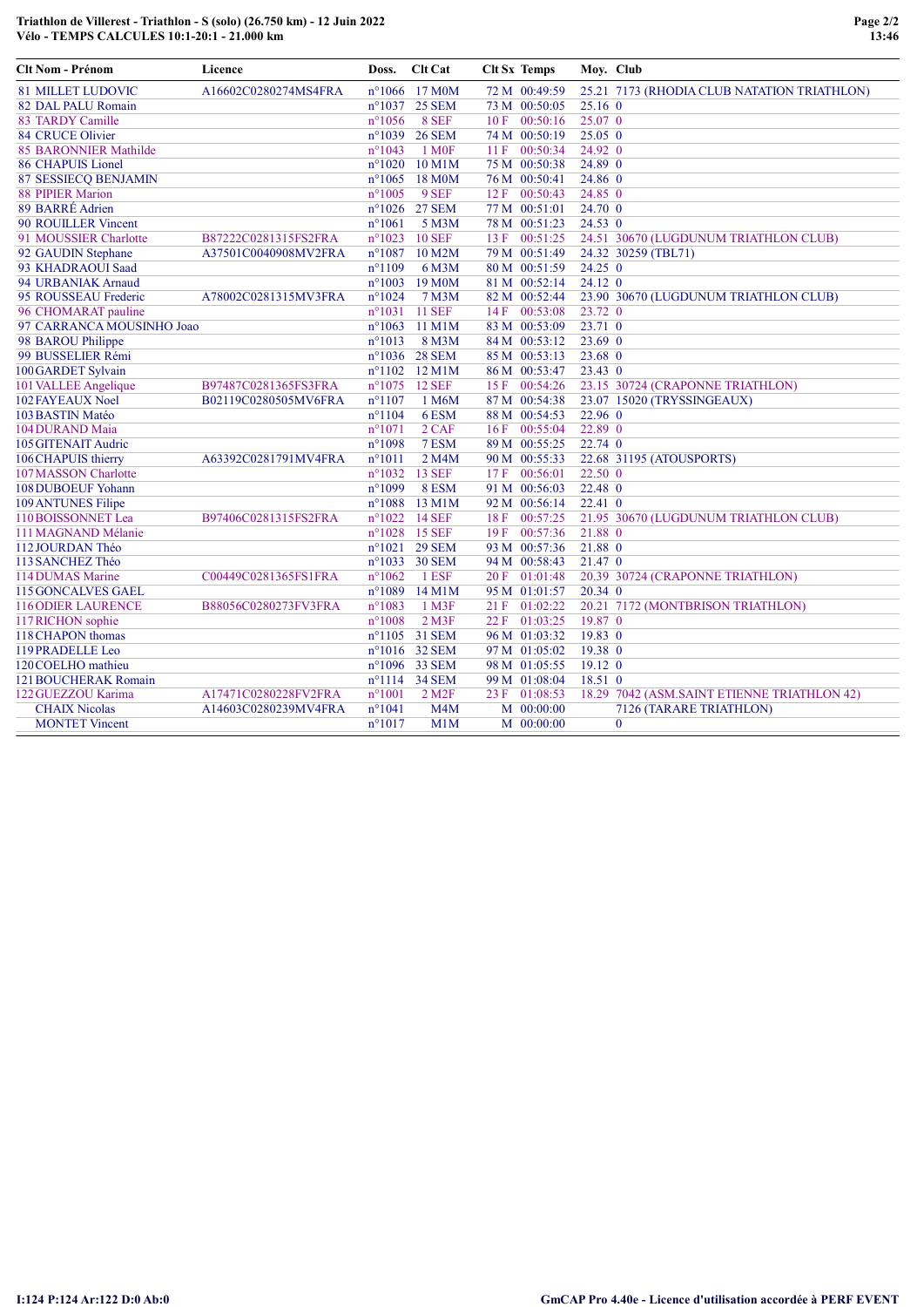**Triathlon de Villerest - Triathlon - S (solo) (26.750 km) - 12 Juin 2022**
**Vélo - TEMPS CALCULES 10:1-20:1 - 21.000 km**

| Clt | Nom - Prénom | Licence | Doss. | Clt Cat | Clt Sx | Temps | Moy. | Club |
|---|---|---|---|---|---|---|---|---|
| 81 | MILLET LUDOVIC | A16602C0280274MS4FRA | n°1066 | 17 M0M | 72 M | 00:49:59 | 25.21 | 7173 (RHODIA CLUB NATATION TRIATHLON) |
| 82 | DAL PALU Romain | | n°1037 | 25 SEM | 73 M | 00:50:05 | 25.16 | 0 |
| 83 | TARDY Camille | | n°1056 | 8 SEF | 10 F | 00:50:16 | 25.07 | 0 |
| 84 | CRUCE Olivier | | n°1039 | 26 SEM | 74 M | 00:50:19 | 25.05 | 0 |
| 85 | BARONNIER Mathilde | | n°1043 | 1 M0F | 11 F | 00:50:34 | 24.92 | 0 |
| 86 | CHAPUIS Lionel | | n°1020 | 10 M1M | 75 M | 00:50:38 | 24.89 | 0 |
| 87 | SESSIECQ BENJAMIN | | n°1065 | 18 M0M | 76 M | 00:50:41 | 24.86 | 0 |
| 88 | PIPIER Marion | | n°1005 | 9 SEF | 12 F | 00:50:43 | 24.85 | 0 |
| 89 | BARRÉ Adrien | | n°1026 | 27 SEM | 77 M | 00:51:01 | 24.70 | 0 |
| 90 | ROUILLER Vincent | | n°1061 | 5 M3M | 78 M | 00:51:23 | 24.53 | 0 |
| 91 | MOUSSIER Charlotte | B87222C0281315FS2FRA | n°1023 | 10 SEF | 13 F | 00:51:25 | 24.51 | 30670 (LUGDUNUM TRIATHLON CLUB) |
| 92 | GAUDIN Stephane | A37501C0040908MV2FRA | n°1087 | 10 M2M | 79 M | 00:51:49 | 24.32 | 30259 (TBL71) |
| 93 | KHADRAOUI Saad | | n°1109 | 6 M3M | 80 M | 00:51:59 | 24.25 | 0 |
| 94 | URBANIAK Arnaud | | n°1003 | 19 M0M | 81 M | 00:52:14 | 24.12 | 0 |
| 95 | ROUSSEAU Frederic | A78002C0281315MV3FRA | n°1024 | 7 M3M | 82 M | 00:52:44 | 23.90 | 30670 (LUGDUNUM TRIATHLON CLUB) |
| 96 | CHOMARAT pauline | | n°1031 | 11 SEF | 14 F | 00:53:08 | 23.72 | 0 |
| 97 | CARRANCA MOUSINHO Joao | | n°1063 | 11 M1M | 83 M | 00:53:09 | 23.71 | 0 |
| 98 | BAROU Philippe | | n°1013 | 8 M3M | 84 M | 00:53:12 | 23.69 | 0 |
| 99 | BUSSELIER Rémi | | n°1036 | 28 SEM | 85 M | 00:53:13 | 23.68 | 0 |
| 100 | GARDET Sylvain | | n°1102 | 12 M1M | 86 M | 00:53:47 | 23.43 | 0 |
| 101 | VALLEE Angelique | B97487C0281365FS3FRA | n°1075 | 12 SEF | 15 F | 00:54:26 | 23.15 | 30724 (CRAPONNE TRIATHLON) |
| 102 | FAYEAUX Noel | B02119C0280505MV6FRA | n°1107 | 1 M6M | 87 M | 00:54:38 | 23.07 | 15020 (TRYSSINGEAUX) |
| 103 | BASTIN Matéo | | n°1104 | 6 ESM | 88 M | 00:54:53 | 22.96 | 0 |
| 104 | DURAND Maia | | n°1071 | 2 CAF | 16 F | 00:55:04 | 22.89 | 0 |
| 105 | GITENAIT Audric | | n°1098 | 7 ESM | 89 M | 00:55:25 | 22.74 | 0 |
| 106 | CHAPUIS thierry | A63392C0281791MV4FRA | n°1011 | 2 M4M | 90 M | 00:55:33 | 22.68 | 31195 (ATOUSPORTS) |
| 107 | MASSON Charlotte | | n°1032 | 13 SEF | 17 F | 00:56:01 | 22.50 | 0 |
| 108 | DUBOEUF Yohann | | n°1099 | 8 ESM | 91 M | 00:56:03 | 22.48 | 0 |
| 109 | ANTUNES Filipe | | n°1088 | 13 M1M | 92 M | 00:56:14 | 22.41 | 0 |
| 110 | BOISSONNET Lea | B97406C0281315FS2FRA | n°1022 | 14 SEF | 18 F | 00:57:25 | 21.95 | 30670 (LUGDUNUM TRIATHLON CLUB) |
| 111 | MAGNAND Mélanie | | n°1028 | 15 SEF | 19 F | 00:57:36 | 21.88 | 0 |
| 112 | JOURDAN Théo | | n°1021 | 29 SEM | 93 M | 00:57:36 | 21.88 | 0 |
| 113 | SANCHEZ Théo | | n°1033 | 30 SEM | 94 M | 00:58:43 | 21.47 | 0 |
| 114 | DUMAS Marine | C00449C0281365FS1FRA | n°1062 | 1 ESF | 20 F | 01:01:48 | 20.39 | 30724 (CRAPONNE TRIATHLON) |
| 115 | GONCALVES GAEL | | n°1089 | 14 M1M | 95 M | 01:01:57 | 20.34 | 0 |
| 116 | ODIER LAURENCE | B88056C0280273FV3FRA | n°1083 | 1 M3F | 21 F | 01:02:22 | 20.21 | 7172 (MONTBRISON TRIATHLON) |
| 117 | RICHON sophie | | n°1008 | 2 M3F | 22 F | 01:03:25 | 19.87 | 0 |
| 118 | CHAPON thomas | | n°1105 | 31 SEM | 96 M | 01:03:32 | 19.83 | 0 |
| 119 | PRADELLE Leo | | n°1016 | 32 SEM | 97 M | 01:05:02 | 19.38 | 0 |
| 120 | COELHO mathieu | | n°1096 | 33 SEM | 98 M | 01:05:55 | 19.12 | 0 |
| 121 | BOUCHERAK Romain | | n°1114 | 34 SEM | 99 M | 01:08:04 | 18.51 | 0 |
| 122 | GUEZZOU Karima | A17471C0280228FV2FRA | n°1001 | 2 M2F | 23 F | 01:08:53 | 18.29 | 7042 (ASM.SAINT ETIENNE TRIATHLON 42) |
| | CHAIX Nicolas | A14603C0280239MV4FRA | n°1041 | M4M | M | 00:00:00 | | 7126 (TARARE TRIATHLON) |
| | MONTET Vincent | | n°1017 | M1M | M | 00:00:00 | | 0 |

I:124 P:124 Ar:122 D:0 Ab:0

GmCAP Pro 4.40e - Licence d'utilisation accordée à PERF EVENT